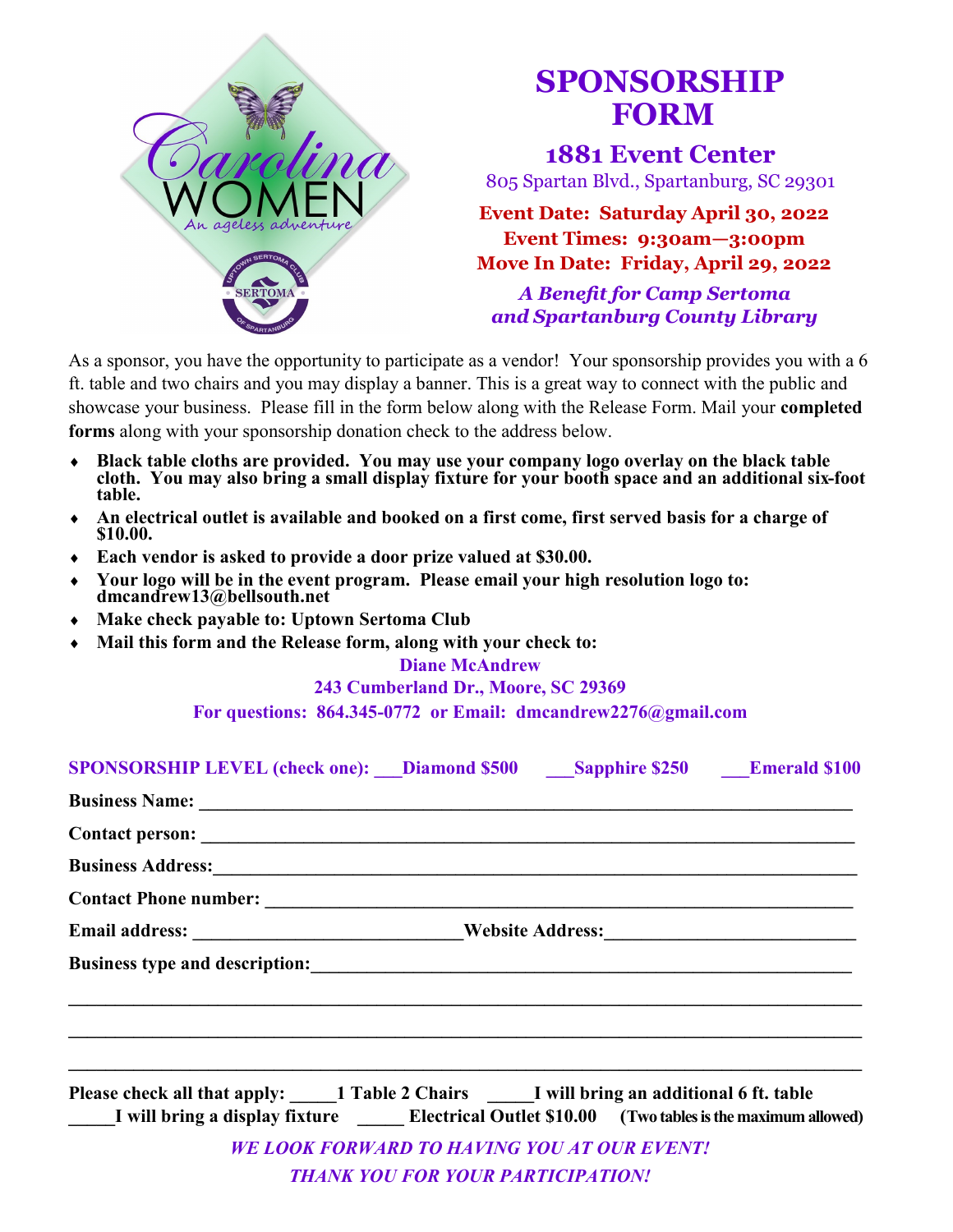# SPONSORSHIP FORM

## 1881 Event Center

805 Spartan Blvd., Spartanburg, SC 29301

**Event Date: Saturday April 30, 2022**
**Event Times: 9:30am—3:00pm**
**Move In Date: Friday, April 29, 2022**

***A Benefit for Camp Sertoma and Spartanburg County Library***

As a sponsor, you have the opportunity to participate as a vendor! Your sponsorship provides you with a 6 ft. table and two chairs and you may display a banner. This is a great way to connect with the public and showcase your business. Please fill in the form below along with the Release Form. Mail your **completed forms** along with your sponsorship donation check to the address below.

- **Black table cloths are provided. You may use your company logo overlay on the black table cloth. You may also bring a small display fixture for your booth space and an additional six-foot table.**
- **An electrical outlet is available and booked on a first come, first served basis for a charge of $10.00.**
- **Each vendor is asked to provide a door prize valued at $30.00.**
- **Your logo will be in the event program. Please email your high resolution logo to: dmcandrew13@bellsouth.net**
- **Make check payable to: Uptown Sertoma Club**
- **Mail this form and the Release form, along with your check to:**

**Diane McAndrew**
**243 Cumberland Dr., Moore, SC 29369**
**For questions: 864.345-0772 or Email: dmcandrew2276@gmail.com**

**SPONSORSHIP LEVEL (check one): ___Diamond $500 ___Sapphire $250 ___Emerald $100**

**Business Name:** ______________________________________________

**Contact person:** ______________________________________________

**Business Address:** ______________________________________________

**Contact Phone number:** ______________________________________________

**Email address:** ____________________ **Website Address:** ____________________

**Business type and description:** ______________________________________________

______________________________________________

______________________________________________

______________________________________________

**Please check all that apply: _____1 Table 2 Chairs _____I will bring an additional 6 ft. table**
**_____I will bring a display fixture _____ Electrical Outlet $10.00 (Two tables is the maximum allowed)**

***WE LOOK FORWARD TO HAVING YOU AT OUR EVENT!***
***THANK YOU FOR YOUR PARTICIPATION!***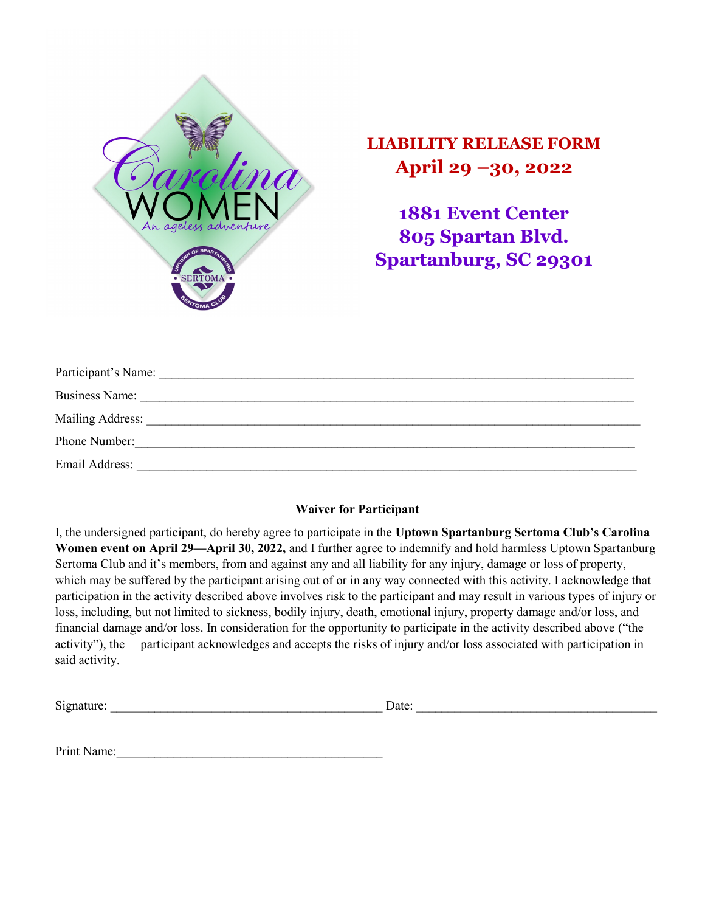# LIABILITY RELEASE FORM

## April 29 –30, 2022

## 1881 Event Center
## 805 Spartan Blvd.
## Spartanburg, SC 29301

Participant's Name: ____________________________________________

Business Name: ____________________________________________

Mailing Address: ____________________________________________

Phone Number: ____________________________________________

Email Address: ____________________________________________

**Waiver for Participant**

I, the undersigned participant, do hereby agree to participate in the **Uptown Spartanburg Sertoma Club's Carolina Women event on April 29—April 30, 2022,** and I further agree to indemnify and hold harmless Uptown Spartanburg Sertoma Club and it's members, from and against any and all liability for any injury, damage or loss of property, which may be suffered by the participant arising out of or in any way connected with this activity. I acknowledge that participation in the activity described above involves risk to the participant and may result in various types of injury or loss, including, but not limited to sickness, bodily injury, death, emotional injury, property damage and/or loss, and financial damage and/or loss. In consideration for the opportunity to participate in the activity described above ("the activity"), the participant acknowledges and accepts the risks of injury and/or loss associated with participation in said activity.

Signature: ______________________________ Date: ______________________________

Print Name: ______________________________